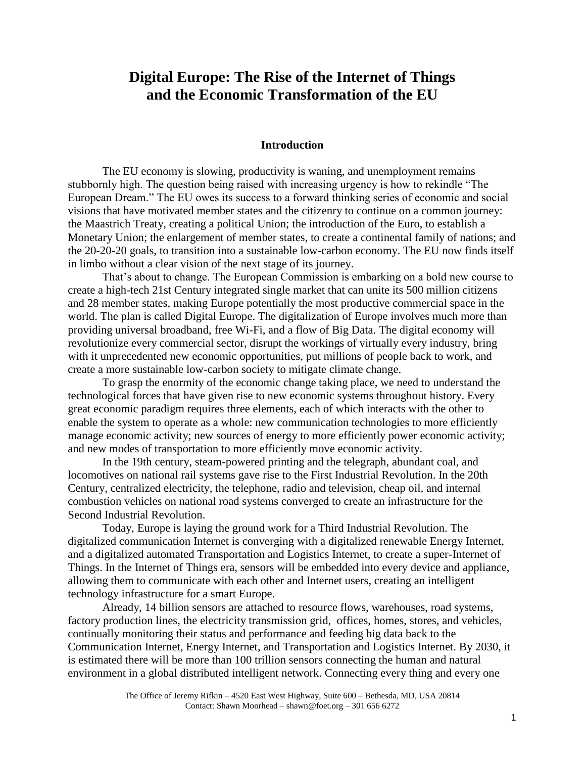# Digital Europe: The Rise of the Internet of Things and the Economic Transformation of the EU

## Introduction

The EU economy is slowing, productivity is waning, and unemployment remains stubbornly high. The question being raised with increasing urgency is how to rekindle "The European Dream." The EU owes its success to a forward thinking series of economic and social visions that have motivated member states and the citizenry to continue on a common journey: the Maastrich Treaty, creating a political Union; the introduction of the Euro, to establish a Monetary Union; the enlargement of member states, to create a continental family of nations; and the 20-20-20 goals, to transition into a sustainable low-carbon economy. The EU now finds itself in limbo without a clear vision of the next stage of its journey.

That's about to change. The European Commission is embarking on a bold new course to create a high-tech 21st Century integrated single market that can unite its 500 million citizens and 28 member states, making Europe potentially the most productive commercial space in the world. The plan is called Digital Europe. The digitalization of Europe involves much more than providing universal broadband, free Wi-Fi, and a flow of Big Data. The digital economy will revolutionize every commercial sector, disrupt the workings of virtually every industry, bring with it unprecedented new economic opportunities, put millions of people back to work, and create a more sustainable low-carbon society to mitigate climate change.

To grasp the enormity of the economic change taking place, we need to understand the technological forces that have given rise to new economic systems throughout history. Every great economic paradigm requires three elements, each of which interacts with the other to enable the system to operate as a whole: new communication technologies to more efficiently manage economic activity; new sources of energy to more efficiently power economic activity; and new modes of transportation to more efficiently move economic activity.

In the 19th century, steam-powered printing and the telegraph, abundant coal, and locomotives on national rail systems gave rise to the First Industrial Revolution. In the 20th Century, centralized electricity, the telephone, radio and television, cheap oil, and internal combustion vehicles on national road systems converged to create an infrastructure for the Second Industrial Revolution.

Today, Europe is laying the ground work for a Third Industrial Revolution. The digitalized communication Internet is converging with a digitalized renewable Energy Internet, and a digitalized automated Transportation and Logistics Internet, to create a super-Internet of Things. In the Internet of Things era, sensors will be embedded into every device and appliance, allowing them to communicate with each other and Internet users, creating an intelligent technology infrastructure for a smart Europe.

Already, 14 billion sensors are attached to resource flows, warehouses, road systems, factory production lines, the electricity transmission grid, offices, homes, stores, and vehicles, continually monitoring their status and performance and feeding big data back to the Communication Internet, Energy Internet, and Transportation and Logistics Internet. By 2030, it is estimated there will be more than 100 trillion sensors connecting the human and natural environment in a global distributed intelligent network. Connecting every thing and every one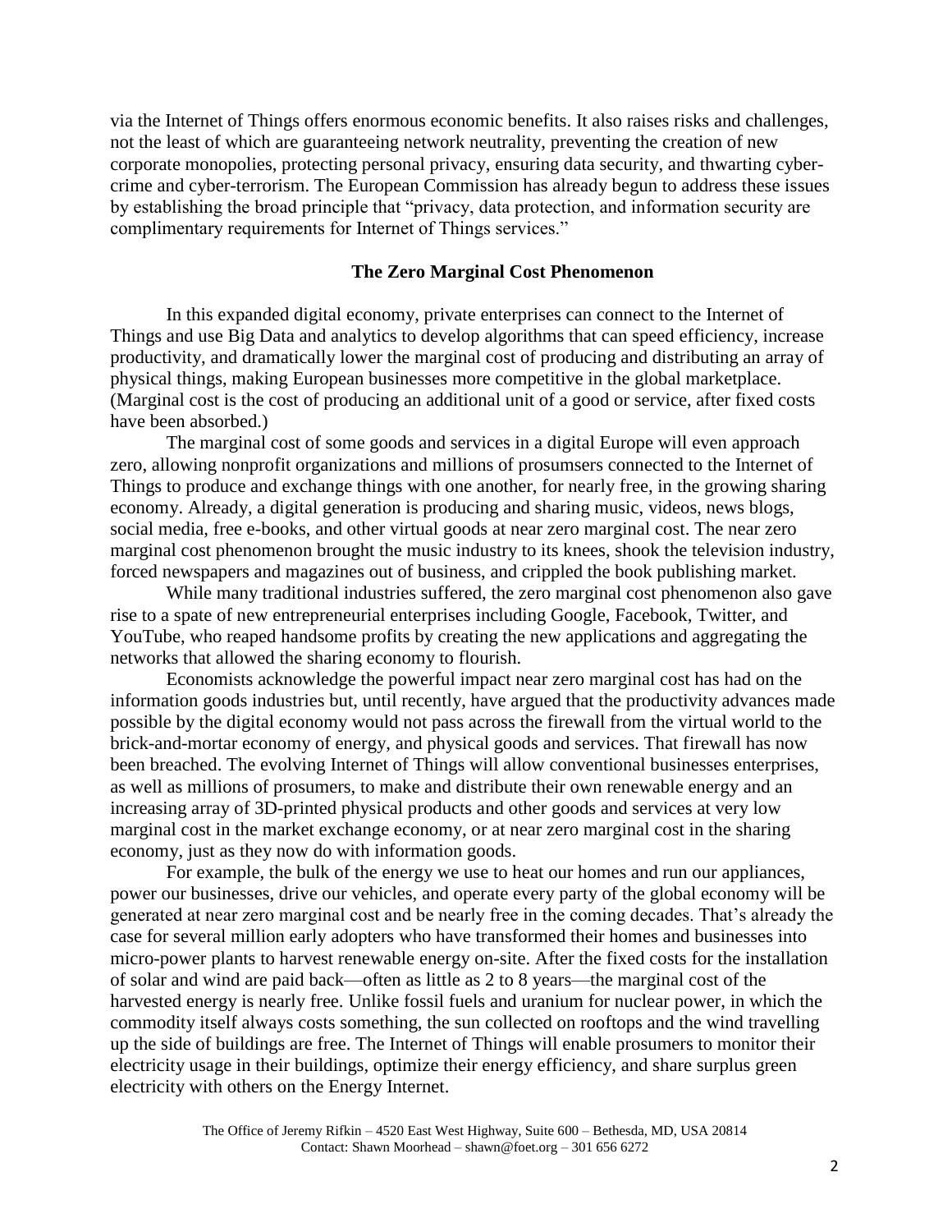via the Internet of Things offers enormous economic benefits. It also raises risks and challenges, not the least of which are guaranteeing network neutrality, preventing the creation of new corporate monopolies, protecting personal privacy, ensuring data security, and thwarting cyber-crime and cyber-terrorism. The European Commission has already begun to address these issues by establishing the broad principle that "privacy, data protection, and information security are complimentary requirements for Internet of Things services."

## The Zero Marginal Cost Phenomenon

In this expanded digital economy, private enterprises can connect to the Internet of Things and use Big Data and analytics to develop algorithms that can speed efficiency, increase productivity, and dramatically lower the marginal cost of producing and distributing an array of physical things, making European businesses more competitive in the global marketplace. (Marginal cost is the cost of producing an additional unit of a good or service, after fixed costs have been absorbed.)

The marginal cost of some goods and services in a digital Europe will even approach zero, allowing nonprofit organizations and millions of prosumsers connected to the Internet of Things to produce and exchange things with one another, for nearly free, in the growing sharing economy. Already, a digital generation is producing and sharing music, videos, news blogs, social media, free e-books, and other virtual goods at near zero marginal cost. The near zero marginal cost phenomenon brought the music industry to its knees, shook the television industry, forced newspapers and magazines out of business, and crippled the book publishing market.

While many traditional industries suffered, the zero marginal cost phenomenon also gave rise to a spate of new entrepreneurial enterprises including Google, Facebook, Twitter, and YouTube, who reaped handsome profits by creating the new applications and aggregating the networks that allowed the sharing economy to flourish.

Economists acknowledge the powerful impact near zero marginal cost has had on the information goods industries but, until recently, have argued that the productivity advances made possible by the digital economy would not pass across the firewall from the virtual world to the brick-and-mortar economy of energy, and physical goods and services. That firewall has now been breached. The evolving Internet of Things will allow conventional businesses enterprises, as well as millions of prosumers, to make and distribute their own renewable energy and an increasing array of 3D-printed physical products and other goods and services at very low marginal cost in the market exchange economy, or at near zero marginal cost in the sharing economy, just as they now do with information goods.

For example, the bulk of the energy we use to heat our homes and run our appliances, power our businesses, drive our vehicles, and operate every party of the global economy will be generated at near zero marginal cost and be nearly free in the coming decades. That's already the case for several million early adopters who have transformed their homes and businesses into micro-power plants to harvest renewable energy on-site. After the fixed costs for the installation of solar and wind are paid back—often as little as 2 to 8 years—the marginal cost of the harvested energy is nearly free. Unlike fossil fuels and uranium for nuclear power, in which the commodity itself always costs something, the sun collected on rooftops and the wind travelling up the side of buildings are free. The Internet of Things will enable prosumers to monitor their electricity usage in their buildings, optimize their energy efficiency, and share surplus green electricity with others on the Energy Internet.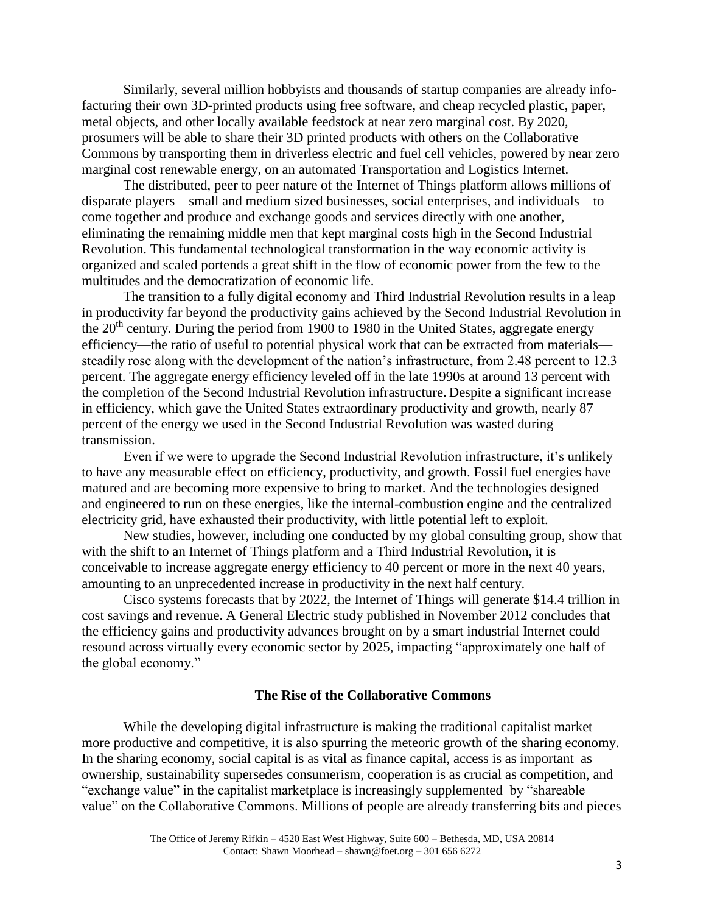Similarly, several million hobbyists and thousands of startup companies are already info-facturing their own 3D-printed products using free software, and cheap recycled plastic, paper, metal objects, and other locally available feedstock at near zero marginal cost. By 2020, prosumers will be able to share their 3D printed products with others on the Collaborative Commons by transporting them in driverless electric and fuel cell vehicles, powered by near zero marginal cost renewable energy, on an automated Transportation and Logistics Internet.

The distributed, peer to peer nature of the Internet of Things platform allows millions of disparate players—small and medium sized businesses, social enterprises, and individuals—to come together and produce and exchange goods and services directly with one another, eliminating the remaining middle men that kept marginal costs high in the Second Industrial Revolution. This fundamental technological transformation in the way economic activity is organized and scaled portends a great shift in the flow of economic power from the few to the multitudes and the democratization of economic life.

The transition to a fully digital economy and Third Industrial Revolution results in a leap in productivity far beyond the productivity gains achieved by the Second Industrial Revolution in the 20th century. During the period from 1900 to 1980 in the United States, aggregate energy efficiency—the ratio of useful to potential physical work that can be extracted from materials—steadily rose along with the development of the nation's infrastructure, from 2.48 percent to 12.3 percent. The aggregate energy efficiency leveled off in the late 1990s at around 13 percent with the completion of the Second Industrial Revolution infrastructure. Despite a significant increase in efficiency, which gave the United States extraordinary productivity and growth, nearly 87 percent of the energy we used in the Second Industrial Revolution was wasted during transmission.

Even if we were to upgrade the Second Industrial Revolution infrastructure, it's unlikely to have any measurable effect on efficiency, productivity, and growth. Fossil fuel energies have matured and are becoming more expensive to bring to market. And the technologies designed and engineered to run on these energies, like the internal-combustion engine and the centralized electricity grid, have exhausted their productivity, with little potential left to exploit.

New studies, however, including one conducted by my global consulting group, show that with the shift to an Internet of Things platform and a Third Industrial Revolution, it is conceivable to increase aggregate energy efficiency to 40 percent or more in the next 40 years, amounting to an unprecedented increase in productivity in the next half century.

Cisco systems forecasts that by 2022, the Internet of Things will generate $14.4 trillion in cost savings and revenue. A General Electric study published in November 2012 concludes that the efficiency gains and productivity advances brought on by a smart industrial Internet could resound across virtually every economic sector by 2025, impacting "approximately one half of the global economy."

## The Rise of the Collaborative Commons

While the developing digital infrastructure is making the traditional capitalist market more productive and competitive, it is also spurring the meteoric growth of the sharing economy. In the sharing economy, social capital is as vital as finance capital, access is as important as ownership, sustainability supersedes consumerism, cooperation is as crucial as competition, and "exchange value" in the capitalist marketplace is increasingly supplemented by "shareable value" on the Collaborative Commons. Millions of people are already transferring bits and pieces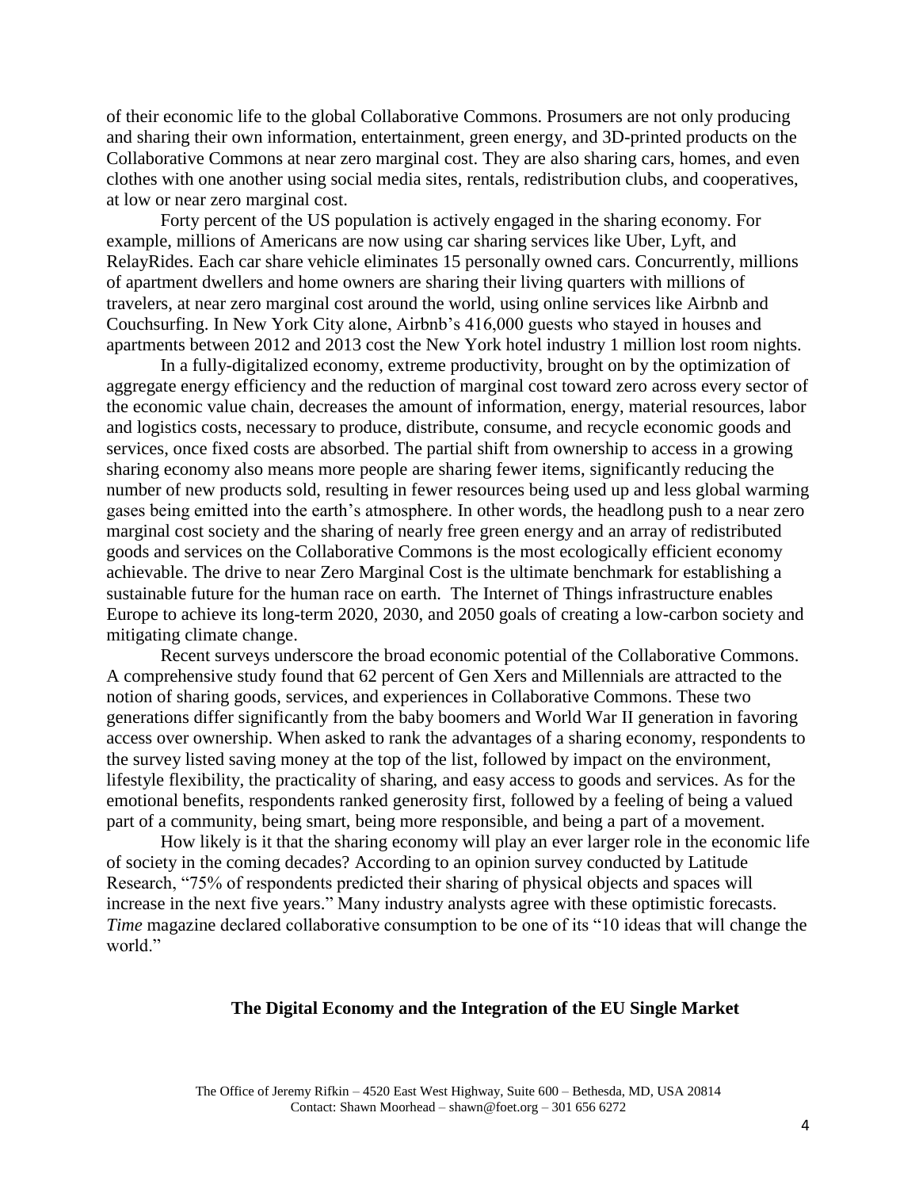of their economic life to the global Collaborative Commons. Prosumers are not only producing and sharing their own information, entertainment, green energy, and 3D-printed products on the Collaborative Commons at near zero marginal cost. They are also sharing cars, homes, and even clothes with one another using social media sites, rentals, redistribution clubs, and cooperatives, at low or near zero marginal cost.

Forty percent of the US population is actively engaged in the sharing economy. For example, millions of Americans are now using car sharing services like Uber, Lyft, and RelayRides. Each car share vehicle eliminates 15 personally owned cars. Concurrently, millions of apartment dwellers and home owners are sharing their living quarters with millions of travelers, at near zero marginal cost around the world, using online services like Airbnb and Couchsurfing. In New York City alone, Airbnb's 416,000 guests who stayed in houses and apartments between 2012 and 2013 cost the New York hotel industry 1 million lost room nights.

In a fully-digitalized economy, extreme productivity, brought on by the optimization of aggregate energy efficiency and the reduction of marginal cost toward zero across every sector of the economic value chain, decreases the amount of information, energy, material resources, labor and logistics costs, necessary to produce, distribute, consume, and recycle economic goods and services, once fixed costs are absorbed. The partial shift from ownership to access in a growing sharing economy also means more people are sharing fewer items, significantly reducing the number of new products sold, resulting in fewer resources being used up and less global warming gases being emitted into the earth's atmosphere. In other words, the headlong push to a near zero marginal cost society and the sharing of nearly free green energy and an array of redistributed goods and services on the Collaborative Commons is the most ecologically efficient economy achievable. The drive to near Zero Marginal Cost is the ultimate benchmark for establishing a sustainable future for the human race on earth. The Internet of Things infrastructure enables Europe to achieve its long-term 2020, 2030, and 2050 goals of creating a low-carbon society and mitigating climate change.

Recent surveys underscore the broad economic potential of the Collaborative Commons. A comprehensive study found that 62 percent of Gen Xers and Millennials are attracted to the notion of sharing goods, services, and experiences in Collaborative Commons. These two generations differ significantly from the baby boomers and World War II generation in favoring access over ownership. When asked to rank the advantages of a sharing economy, respondents to the survey listed saving money at the top of the list, followed by impact on the environment, lifestyle flexibility, the practicality of sharing, and easy access to goods and services. As for the emotional benefits, respondents ranked generosity first, followed by a feeling of being a valued part of a community, being smart, being more responsible, and being a part of a movement.

How likely is it that the sharing economy will play an ever larger role in the economic life of society in the coming decades? According to an opinion survey conducted by Latitude Research, "75% of respondents predicted their sharing of physical objects and spaces will increase in the next five years." Many industry analysts agree with these optimistic forecasts. *Time* magazine declared collaborative consumption to be one of its "10 ideas that will change the world."

## The Digital Economy and the Integration of the EU Single Market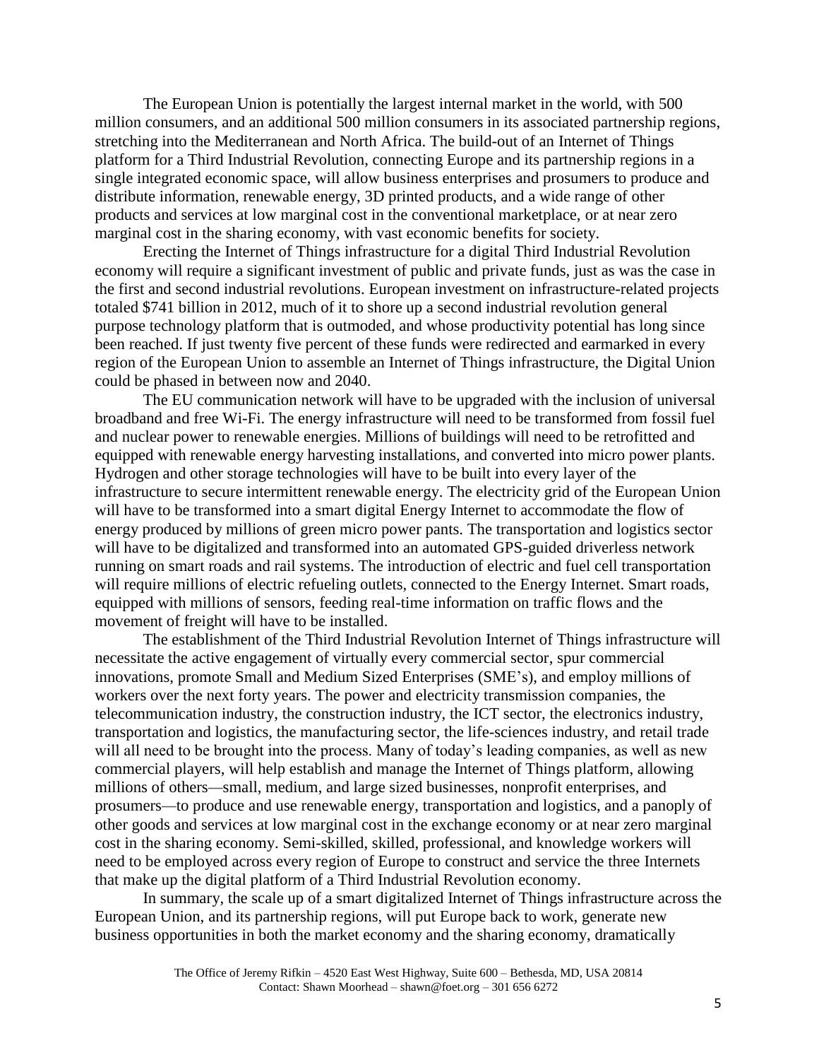The European Union is potentially the largest internal market in the world, with 500 million consumers, and an additional 500 million consumers in its associated partnership regions, stretching into the Mediterranean and North Africa. The build-out of an Internet of Things platform for a Third Industrial Revolution, connecting Europe and its partnership regions in a single integrated economic space, will allow business enterprises and prosumers to produce and distribute information, renewable energy, 3D printed products, and a wide range of other products and services at low marginal cost in the conventional marketplace, or at near zero marginal cost in the sharing economy, with vast economic benefits for society.

Erecting the Internet of Things infrastructure for a digital Third Industrial Revolution economy will require a significant investment of public and private funds, just as was the case in the first and second industrial revolutions. European investment on infrastructure-related projects totaled $741 billion in 2012, much of it to shore up a second industrial revolution general purpose technology platform that is outmoded, and whose productivity potential has long since been reached. If just twenty five percent of these funds were redirected and earmarked in every region of the European Union to assemble an Internet of Things infrastructure, the Digital Union could be phased in between now and 2040.

The EU communication network will have to be upgraded with the inclusion of universal broadband and free Wi-Fi. The energy infrastructure will need to be transformed from fossil fuel and nuclear power to renewable energies. Millions of buildings will need to be retrofitted and equipped with renewable energy harvesting installations, and converted into micro power plants. Hydrogen and other storage technologies will have to be built into every layer of the infrastructure to secure intermittent renewable energy. The electricity grid of the European Union will have to be transformed into a smart digital Energy Internet to accommodate the flow of energy produced by millions of green micro power pants. The transportation and logistics sector will have to be digitalized and transformed into an automated GPS-guided driverless network running on smart roads and rail systems. The introduction of electric and fuel cell transportation will require millions of electric refueling outlets, connected to the Energy Internet. Smart roads, equipped with millions of sensors, feeding real-time information on traffic flows and the movement of freight will have to be installed.

The establishment of the Third Industrial Revolution Internet of Things infrastructure will necessitate the active engagement of virtually every commercial sector, spur commercial innovations, promote Small and Medium Sized Enterprises (SME's), and employ millions of workers over the next forty years. The power and electricity transmission companies, the telecommunication industry, the construction industry, the ICT sector, the electronics industry, transportation and logistics, the manufacturing sector, the life-sciences industry, and retail trade will all need to be brought into the process. Many of today's leading companies, as well as new commercial players, will help establish and manage the Internet of Things platform, allowing millions of others—small, medium, and large sized businesses, nonprofit enterprises, and prosumers—to produce and use renewable energy, transportation and logistics, and a panoply of other goods and services at low marginal cost in the exchange economy or at near zero marginal cost in the sharing economy. Semi-skilled, skilled, professional, and knowledge workers will need to be employed across every region of Europe to construct and service the three Internets that make up the digital platform of a Third Industrial Revolution economy.

In summary, the scale up of a smart digitalized Internet of Things infrastructure across the European Union, and its partnership regions, will put Europe back to work, generate new business opportunities in both the market economy and the sharing economy, dramatically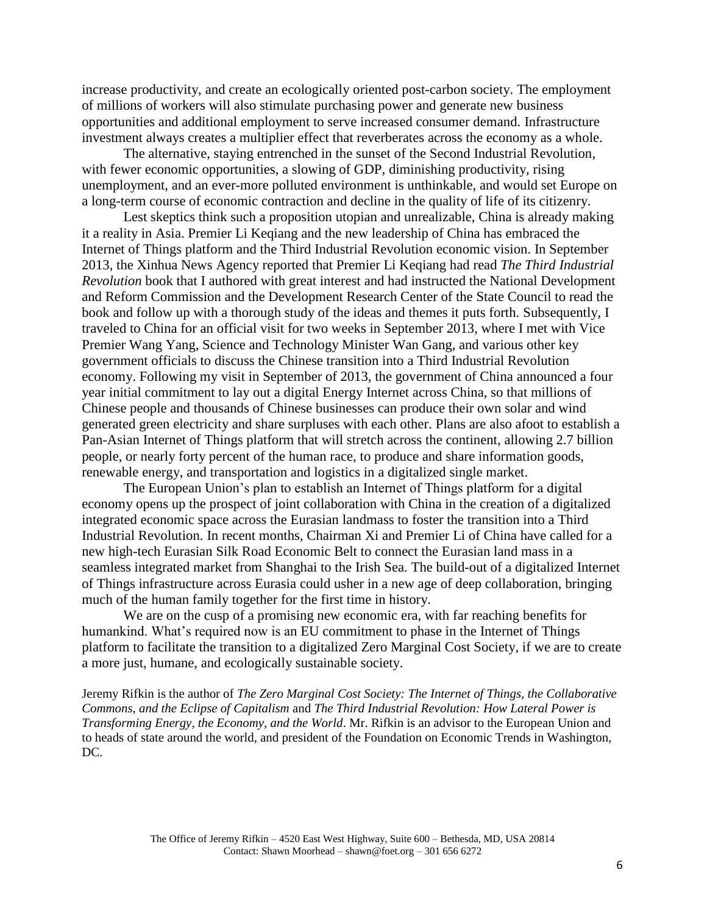increase productivity, and create an ecologically oriented post-carbon society. The employment of millions of workers will also stimulate purchasing power and generate new business opportunities and additional employment to serve increased consumer demand. Infrastructure investment always creates a multiplier effect that reverberates across the economy as a whole.

The alternative, staying entrenched in the sunset of the Second Industrial Revolution, with fewer economic opportunities, a slowing of GDP, diminishing productivity, rising unemployment, and an ever-more polluted environment is unthinkable, and would set Europe on a long-term course of economic contraction and decline in the quality of life of its citizenry.

Lest skeptics think such a proposition utopian and unrealizable, China is already making it a reality in Asia. Premier Li Keqiang and the new leadership of China has embraced the Internet of Things platform and the Third Industrial Revolution economic vision. In September 2013, the Xinhua News Agency reported that Premier Li Keqiang had read *The Third Industrial Revolution* book that I authored with great interest and had instructed the National Development and Reform Commission and the Development Research Center of the State Council to read the book and follow up with a thorough study of the ideas and themes it puts forth. Subsequently, I traveled to China for an official visit for two weeks in September 2013, where I met with Vice Premier Wang Yang, Science and Technology Minister Wan Gang, and various other key government officials to discuss the Chinese transition into a Third Industrial Revolution economy. Following my visit in September of 2013, the government of China announced a four year initial commitment to lay out a digital Energy Internet across China, so that millions of Chinese people and thousands of Chinese businesses can produce their own solar and wind generated green electricity and share surpluses with each other. Plans are also afoot to establish a Pan-Asian Internet of Things platform that will stretch across the continent, allowing 2.7 billion people, or nearly forty percent of the human race, to produce and share information goods, renewable energy, and transportation and logistics in a digitalized single market.

The European Union's plan to establish an Internet of Things platform for a digital economy opens up the prospect of joint collaboration with China in the creation of a digitalized integrated economic space across the Eurasian landmass to foster the transition into a Third Industrial Revolution. In recent months, Chairman Xi and Premier Li of China have called for a new high-tech Eurasian Silk Road Economic Belt to connect the Eurasian land mass in a seamless integrated market from Shanghai to the Irish Sea. The build-out of a digitalized Internet of Things infrastructure across Eurasia could usher in a new age of deep collaboration, bringing much of the human family together for the first time in history.

We are on the cusp of a promising new economic era, with far reaching benefits for humankind. What's required now is an EU commitment to phase in the Internet of Things platform to facilitate the transition to a digitalized Zero Marginal Cost Society, if we are to create a more just, humane, and ecologically sustainable society.

Jeremy Rifkin is the author of *The Zero Marginal Cost Society: The Internet of Things, the Collaborative Commons, and the Eclipse of Capitalism* and *The Third Industrial Revolution: How Lateral Power is Transforming Energy, the Economy, and the World*. Mr. Rifkin is an advisor to the European Union and to heads of state around the world, and president of the Foundation on Economic Trends in Washington, DC.

The Office of Jeremy Rifkin – 4520 East West Highway, Suite 600 – Bethesda, MD, USA 20814
Contact: Shawn Moorhead – shawn@foet.org – 301 656 6272